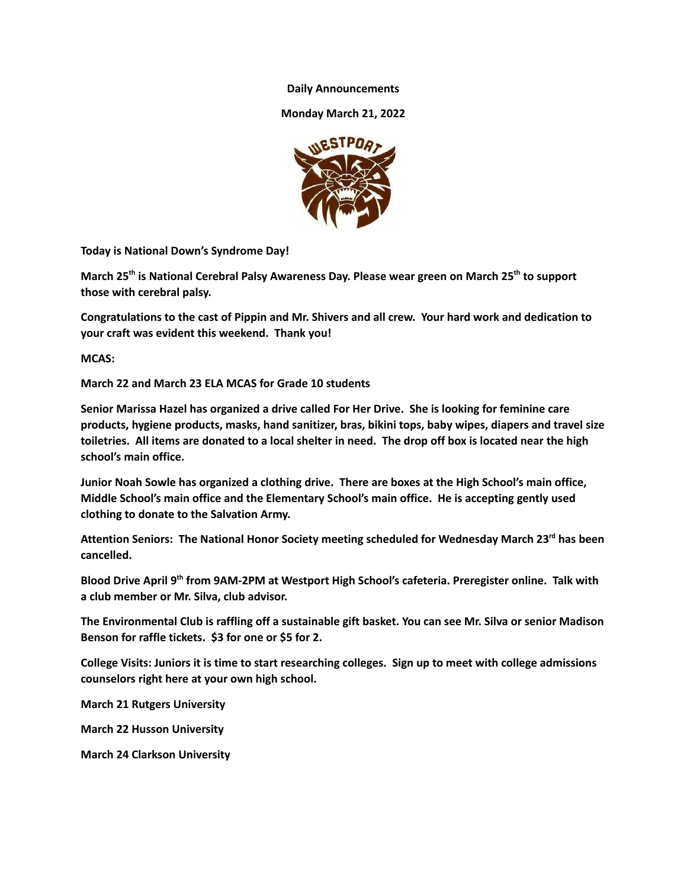**Daily Announcements**

**Monday March 21, 2022**

**Today is National Down's Syndrome Day!**

**March 25th is National Cerebral Palsy Awareness Day. Please wear green on March 25th to support those with cerebral palsy.**

**Congratulations to the cast of Pippin and Mr. Shivers and all crew. Your hard work and dedication to your craft was evident this weekend. Thank you!**

**MCAS:**

**March 22 and March 23 ELA MCAS for Grade 10 students**

**Senior Marissa Hazel has organized a drive called For Her Drive. She is looking for feminine care products, hygiene products, masks, hand sanitizer, bras, bikini tops, baby wipes, diapers and travel size toiletries. All items are donated to a local shelter in need. The drop off box is located near the high school's main office.**

**Junior Noah Sowle has organized a clothing drive. There are boxes at the High School's main office, Middle School's main office and the Elementary School's main office. He is accepting gently used clothing to donate to the Salvation Army.**

**Attention Seniors: The National Honor Society meeting scheduled for Wednesday March 23rd has been cancelled.**

**Blood Drive April 9th from 9AM-2PM at Westport High School's cafeteria. Preregister online. Talk with a club member or Mr. Silva, club advisor.**

**The Environmental Club is raffling off a sustainable gift basket. You can see Mr. Silva or senior Madison Benson for raffle tickets. $3 for one or $5 for 2.**

**College Visits: Juniors it is time to start researching colleges. Sign up to meet with college admissions counselors right here at your own high school.**

**March 21 Rutgers University**

**March 22 Husson University**

**March 24 Clarkson University**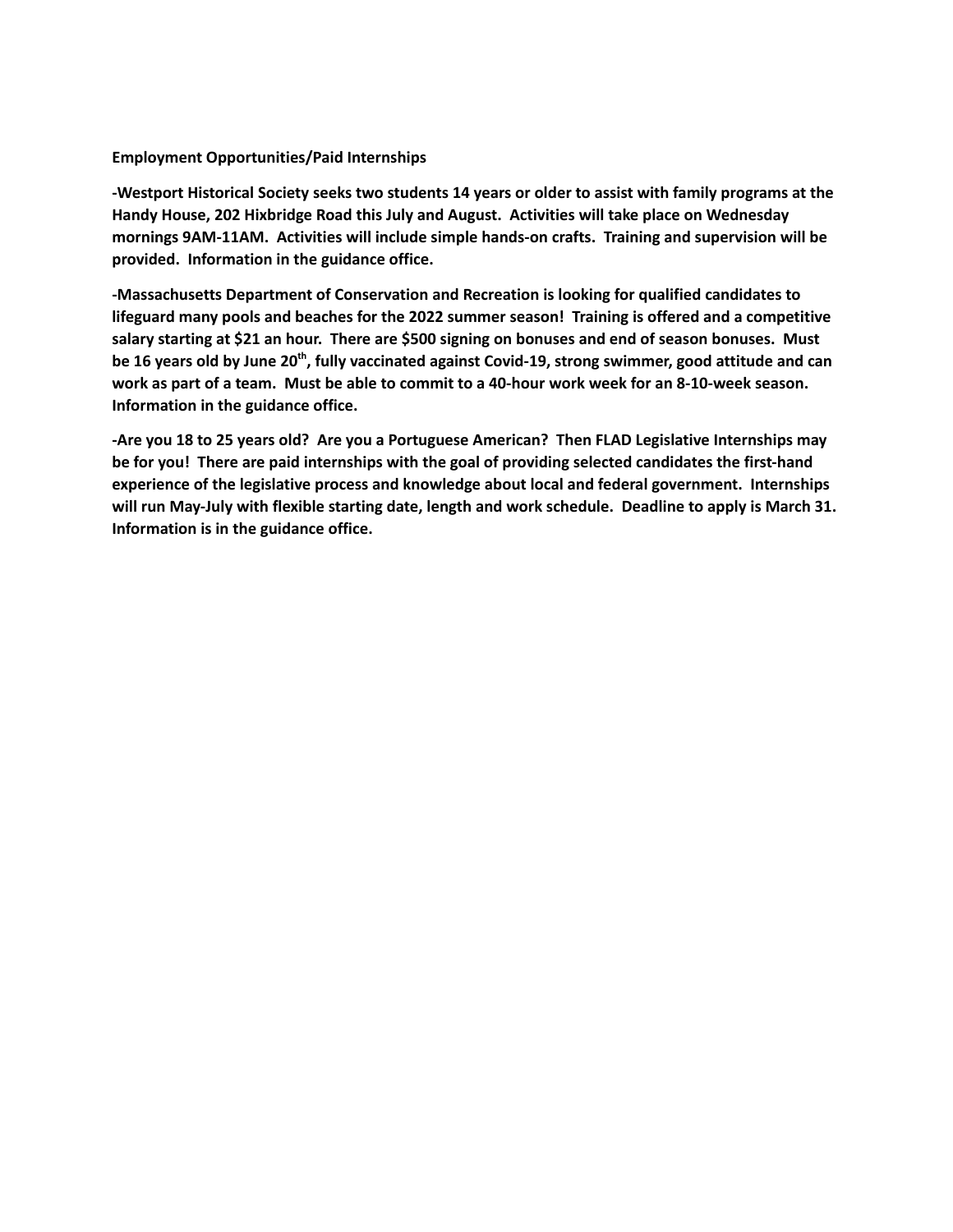**Employment Opportunities/Paid Internships**

**-Westport Historical Society seeks two students 14 years or older to assist with family programs at the Handy House, 202 Hixbridge Road this July and August. Activities will take place on Wednesday mornings 9AM-11AM. Activities will include simple hands-on crafts. Training and supervision will be provided. Information in the guidance office.**

**-Massachusetts Department of Conservation and Recreation is looking for qualified candidates to lifeguard many pools and beaches for the 2022 summer season! Training is offered and a competitive salary starting at $21 an hour. There are $500 signing on bonuses and end of season bonuses. Must be 16 years old by June 20th, fully vaccinated against Covid-19, strong swimmer, good attitude and can work as part of a team. Must be able to commit to a 40-hour work week for an 8-10-week season. Information in the guidance office.**

**-Are you 18 to 25 years old? Are you a Portuguese American? Then FLAD Legislative Internships may be for you! There are paid internships with the goal of providing selected candidates the first-hand experience of the legislative process and knowledge about local and federal government. Internships will run May-July with flexible starting date, length and work schedule. Deadline to apply is March 31. Information is in the guidance office.**